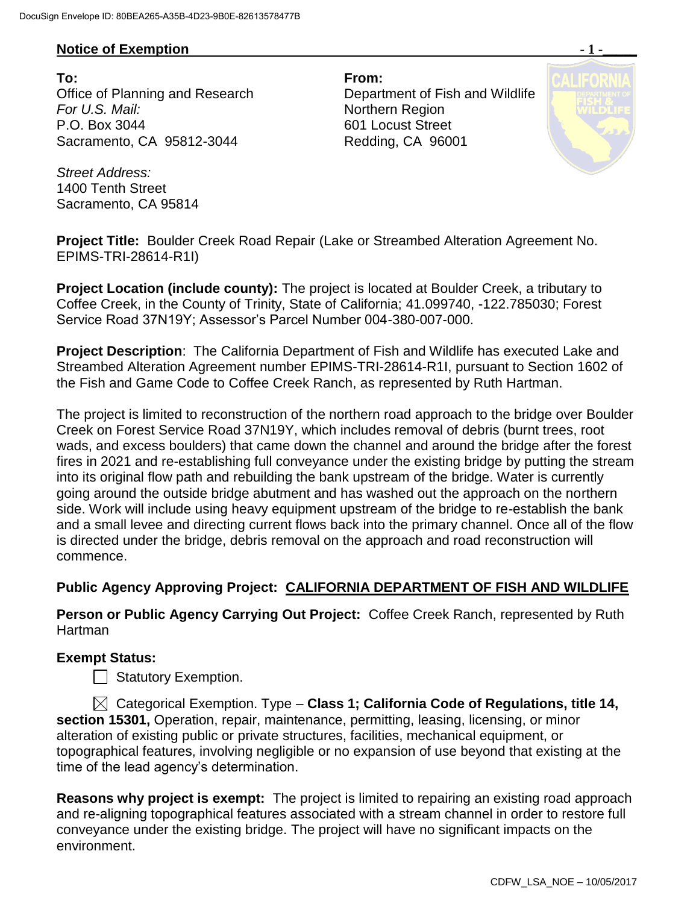**Notice of Exemption**

**To:**
Office of Planning and Research
*For U.S. Mail:*
P.O. Box 3044
Sacramento, CA 95812-3044

*Street Address:*
1400 Tenth Street
Sacramento, CA 95814

**From:**
Department of Fish and Wildlife
Northern Region
601 Locust Street
Redding, CA 96001

**Project Title:** Boulder Creek Road Repair (Lake or Streambed Alteration Agreement No. EPIMS-TRI-28614-R1I)

**Project Location (include county):** The project is located at Boulder Creek, a tributary to Coffee Creek, in the County of Trinity, State of California; 41.099740, -122.785030; Forest Service Road 37N19Y; Assessor's Parcel Number 004-380-007-000.

**Project Description**: The California Department of Fish and Wildlife has executed Lake and Streambed Alteration Agreement number EPIMS-TRI-28614-R1I, pursuant to Section 1602 of the Fish and Game Code to Coffee Creek Ranch, as represented by Ruth Hartman.

The project is limited to reconstruction of the northern road approach to the bridge over Boulder Creek on Forest Service Road 37N19Y, which includes removal of debris (burnt trees, root wads, and excess boulders) that came down the channel and around the bridge after the forest fires in 2021 and re-establishing full conveyance under the existing bridge by putting the stream into its original flow path and rebuilding the bank upstream of the bridge. Water is currently going around the outside bridge abutment and has washed out the approach on the northern side. Work will include using heavy equipment upstream of the bridge to re-establish the bank and a small levee and directing current flows back into the primary channel. Once all of the flow is directed under the bridge, debris removal on the approach and road reconstruction will commence.

**Public Agency Approving Project:** **CALIFORNIA DEPARTMENT OF FISH AND WILDLIFE**

**Person or Public Agency Carrying Out Project:** Coffee Creek Ranch, represented by Ruth Hartman

**Exempt Status:**

☐ Statutory Exemption.

☒ Categorical Exemption. Type – **Class 1; California Code of Regulations, title 14, section 15301,** Operation, repair, maintenance, permitting, leasing, licensing, or minor alteration of existing public or private structures, facilities, mechanical equipment, or topographical features, involving negligible or no expansion of use beyond that existing at the time of the lead agency's determination.

**Reasons why project is exempt:** The project is limited to repairing an existing road approach and re-aligning topographical features associated with a stream channel in order to restore full conveyance under the existing bridge. The project will have no significant impacts on the environment.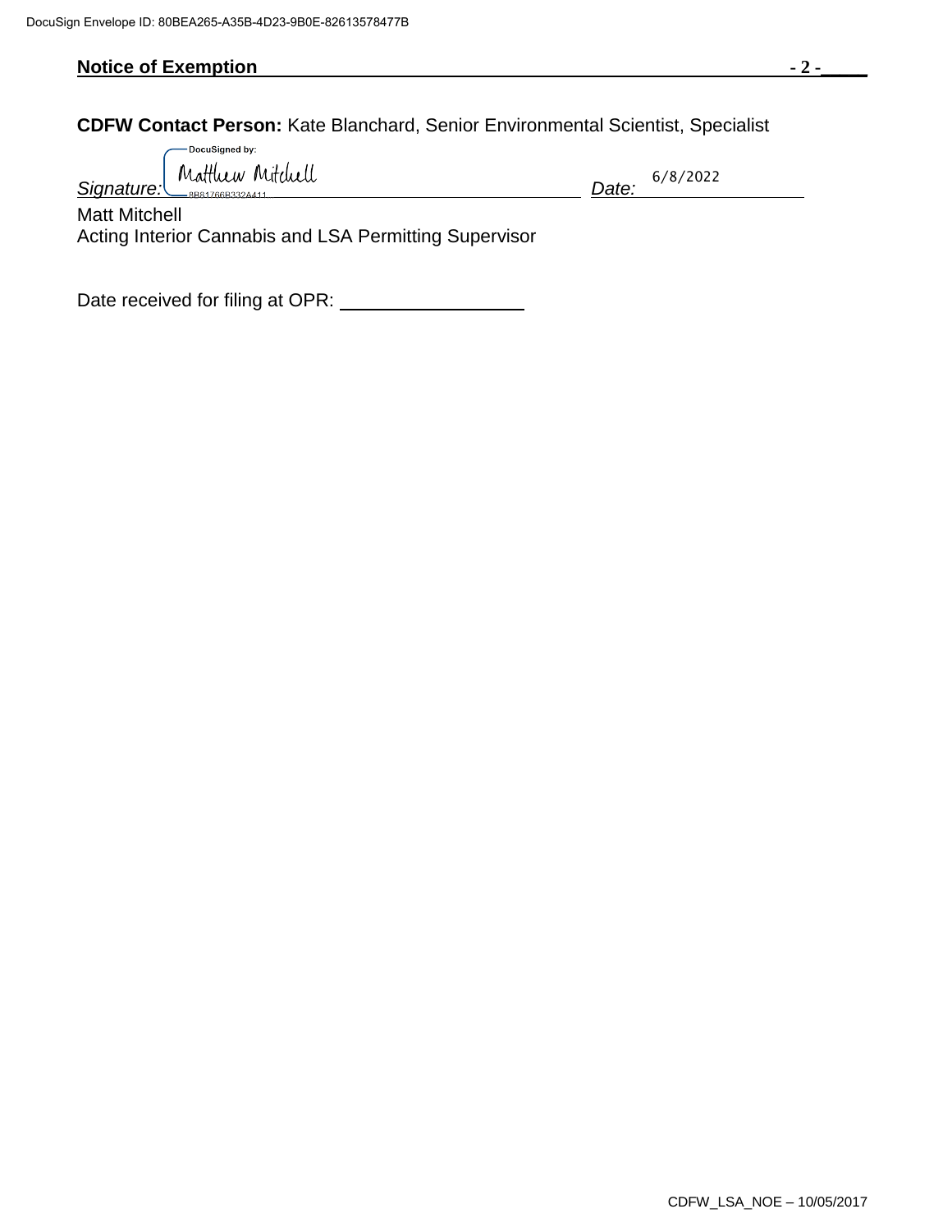**CDFW Contact Person:** Kate Blanchard, Senior Environmental Scientist, Specialist

DocuSigned by:

*Signature:* Matthew Mitchell
8B81766B332A411...

*Date:* 6/8/2022

Matt Mitchell
Acting Interior Cannabis and LSA Permitting Supervisor

Date received for filing at OPR: ___________________